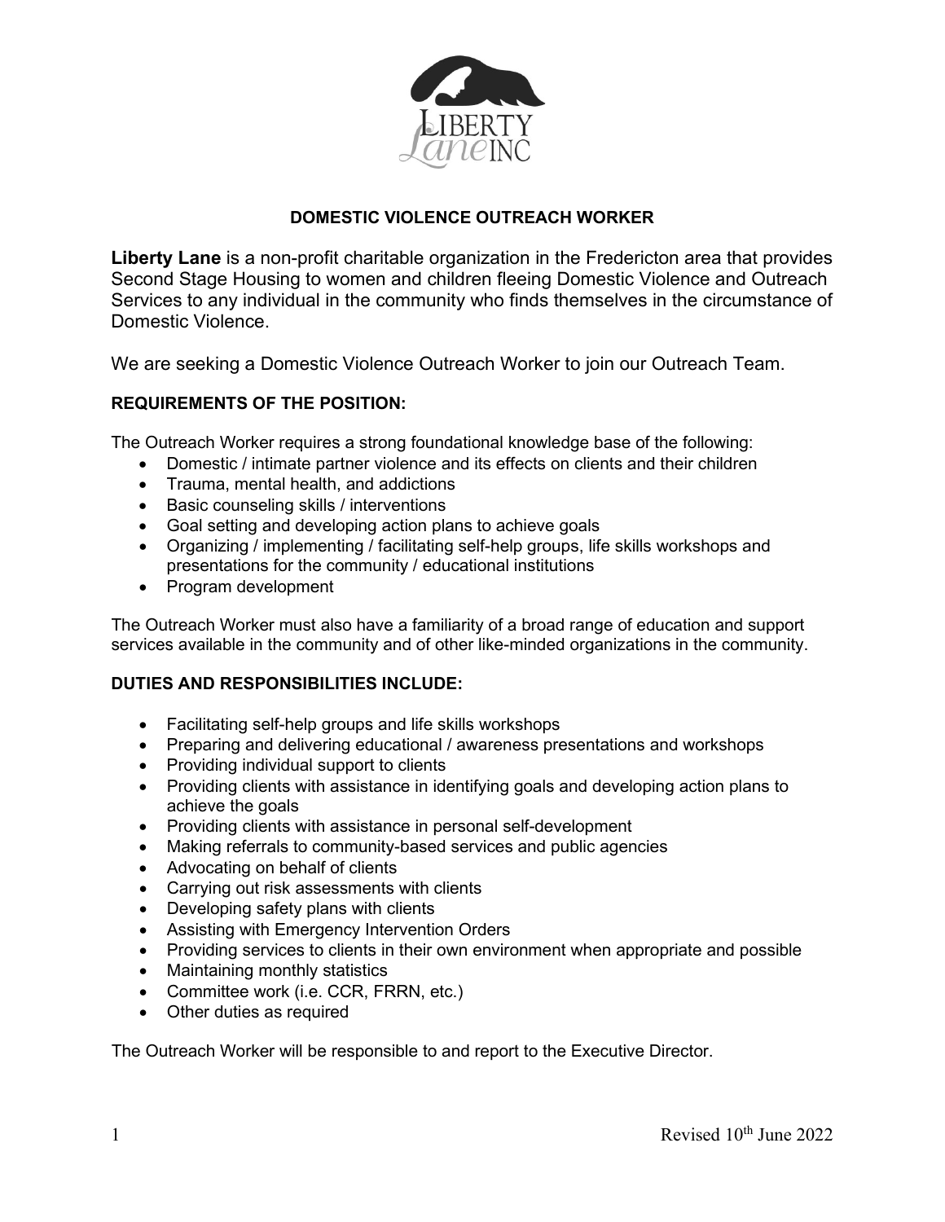# DOMESTIC VIOLENCE OUTREACH WORKER

**Liberty Lane** is a non-profit charitable organization in the Fredericton area that provides Second Stage Housing to women and children fleeing Domestic Violence and Outreach Services to any individual in the community who finds themselves in the circumstance of Domestic Violence.

We are seeking a Domestic Violence Outreach Worker to join our Outreach Team.

## REQUIREMENTS OF THE POSITION:

The Outreach Worker requires a strong foundational knowledge base of the following:

- Domestic / intimate partner violence and its effects on clients and their children
- Trauma, mental health, and addictions
- Basic counseling skills / interventions
- Goal setting and developing action plans to achieve goals
- Organizing / implementing / facilitating self-help groups, life skills workshops and presentations for the community / educational institutions
- Program development

The Outreach Worker must also have a familiarity of a broad range of education and support services available in the community and of other like-minded organizations in the community.

## DUTIES AND RESPONSIBILITIES INCLUDE:

- Facilitating self-help groups and life skills workshops
- Preparing and delivering educational / awareness presentations and workshops
- Providing individual support to clients
- Providing clients with assistance in identifying goals and developing action plans to achieve the goals
- Providing clients with assistance in personal self-development
- Making referrals to community-based services and public agencies
- Advocating on behalf of clients
- Carrying out risk assessments with clients
- Developing safety plans with clients
- Assisting with Emergency Intervention Orders
- Providing services to clients in their own environment when appropriate and possible
- Maintaining monthly statistics
- Committee work (i.e. CCR, FRRN, etc.)
- Other duties as required

The Outreach Worker will be responsible to and report to the Executive Director.

Revised 10th June 2022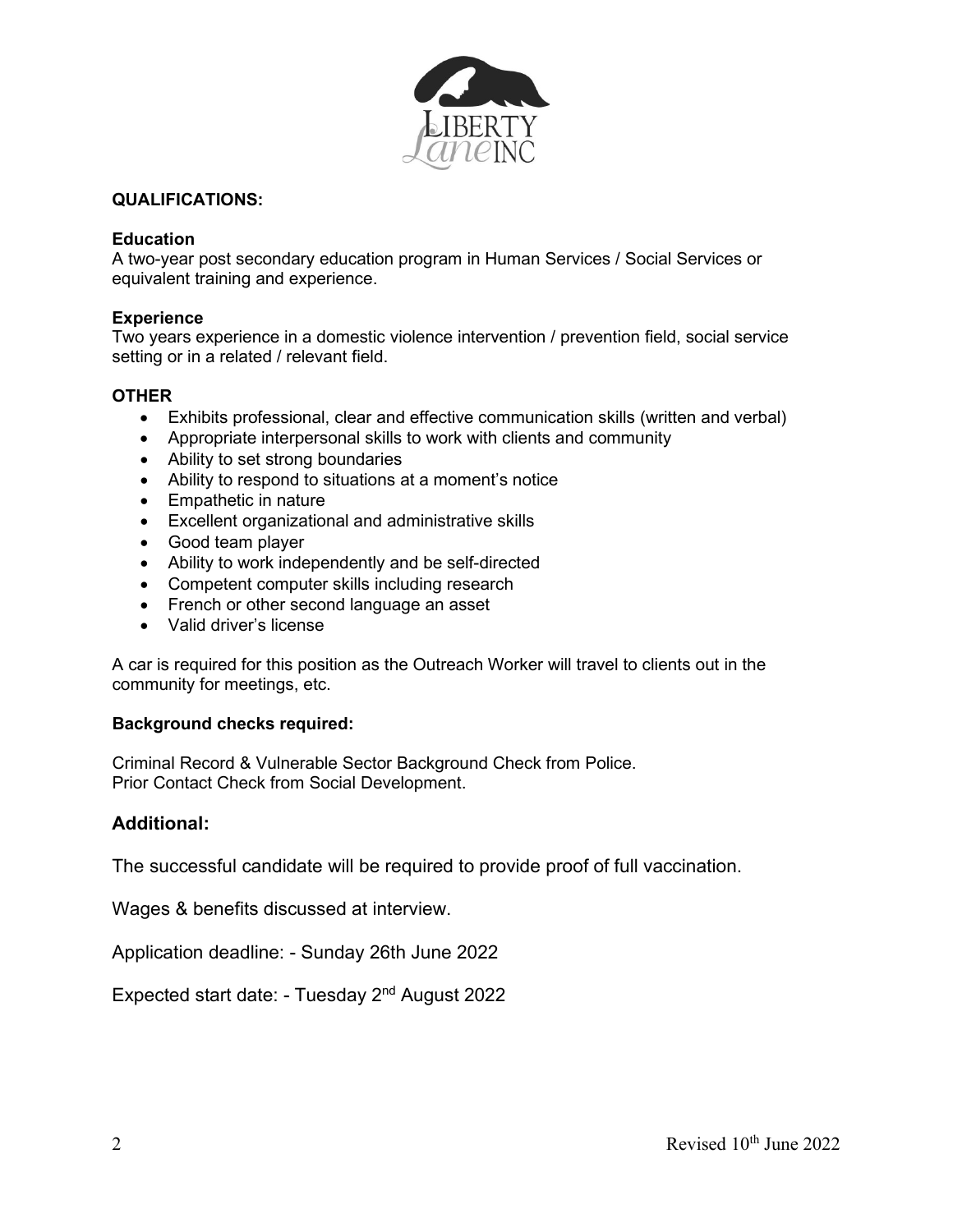**QUALIFICATIONS:**

**Education**

A two-year post secondary education program in Human Services / Social Services or equivalent training and experience.

**Experience**

Two years experience in a domestic violence intervention / prevention field, social service setting or in a related / relevant field.

**OTHER**

- Exhibits professional, clear and effective communication skills (written and verbal)
- Appropriate interpersonal skills to work with clients and community
- Ability to set strong boundaries
- Ability to respond to situations at a moment's notice
- Empathetic in nature
- Excellent organizational and administrative skills
- Good team player
- Ability to work independently and be self-directed
- Competent computer skills including research
- French or other second language an asset
- Valid driver's license

A car is required for this position as the Outreach Worker will travel to clients out in the community for meetings, etc.

**Background checks required:**

Criminal Record & Vulnerable Sector Background Check from Police.
Prior Contact Check from Social Development.

## Additional:

The successful candidate will be required to provide proof of full vaccination.

Wages & benefits discussed at interview.

Application deadline: - Sunday 26th June 2022

Expected start date: - Tuesday 2nd August 2022

Revised 10th June 2022